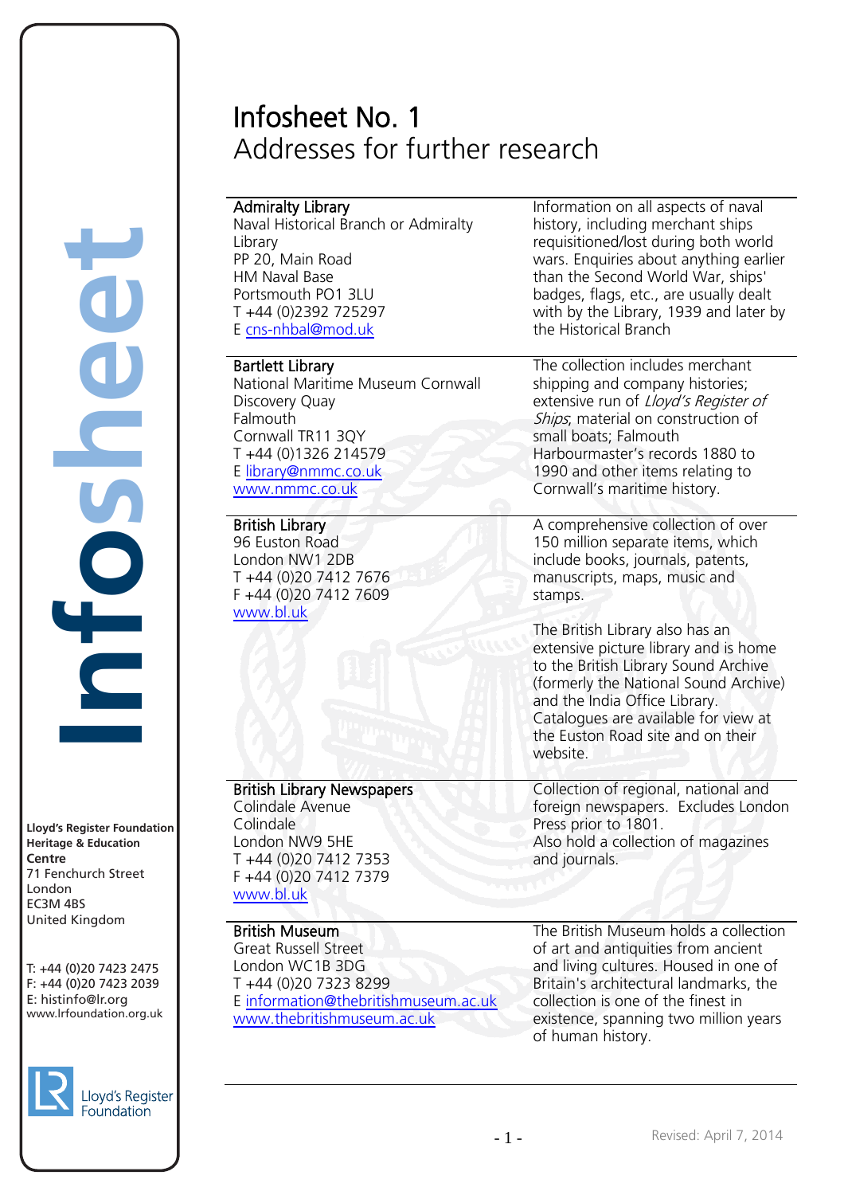# Infosheet No. 1
## Addresses for further research

| | |
|---|---|
| **Admiralty Library**<br>Naval Historical Branch or Admiralty Library<br>PP 20, Main Road<br>HM Naval Base<br>Portsmouth PO1 3LU<br>T +44 (0)2392 725297<br>E cns-nhbal@mod.uk | Information on all aspects of naval history, including merchant ships requisitioned/lost during both world wars. Enquiries about anything earlier than the Second World War, ships' badges, flags, etc., are usually dealt with by the Library, 1939 and later by the Historical Branch |
| **Bartlett Library**<br>National Maritime Museum Cornwall<br>Discovery Quay<br>Falmouth<br>Cornwall TR11 3QY<br>T +44 (0)1326 214579<br>E library@nmmc.co.uk<br>www.nmmc.co.uk | The collection includes merchant shipping and company histories; extensive run of *Lloyd's Register of Ships*; material on construction of small boats; Falmouth Harbourmaster's records 1880 to 1990 and other items relating to Cornwall's maritime history. |
| **British Library**<br>96 Euston Road<br>London NW1 2DB<br>T +44 (0)20 7412 7676<br>F +44 (0)20 7412 7609<br>www.bl.uk | A comprehensive collection of over 150 million separate items, which include books, journals, patents, manuscripts, maps, music and stamps.<br><br>The British Library also has an extensive picture library and is home to the British Library Sound Archive (formerly the National Sound Archive) and the India Office Library. Catalogues are available for view at the Euston Road site and on their website. |
| **British Library Newspapers**<br>Colindale Avenue<br>Colindale<br>London NW9 5HE<br>T +44 (0)20 7412 7353<br>F +44 (0)20 7412 7379<br>www.bl.uk | Collection of regional, national and foreign newspapers. Excludes London Press prior to 1801.<br>Also hold a collection of magazines and journals. |
| **British Museum**<br>Great Russell Street<br>London WC1B 3DG<br>T +44 (0)20 7323 8299<br>E information@thebritishmuseum.ac.uk<br>www.thebritishmuseum.ac.uk | The British Museum holds a collection of art and antiquities from ancient and living cultures. Housed in one of Britain's architectural landmarks, the collection is one of the finest in existence, spanning two million years of human history. |

Infosheet

**Lloyd's Register Foundation Heritage & Education Centre**
71 Fenchurch Street
London
EC3M 4BS
United Kingdom

T: +44 (0)20 7423 2475
F: +44 (0)20 7423 2039
E: histinfo@lr.org
www.lrfoundation.org.uk

Lloyd's Register Foundation

Revised: April 7, 2014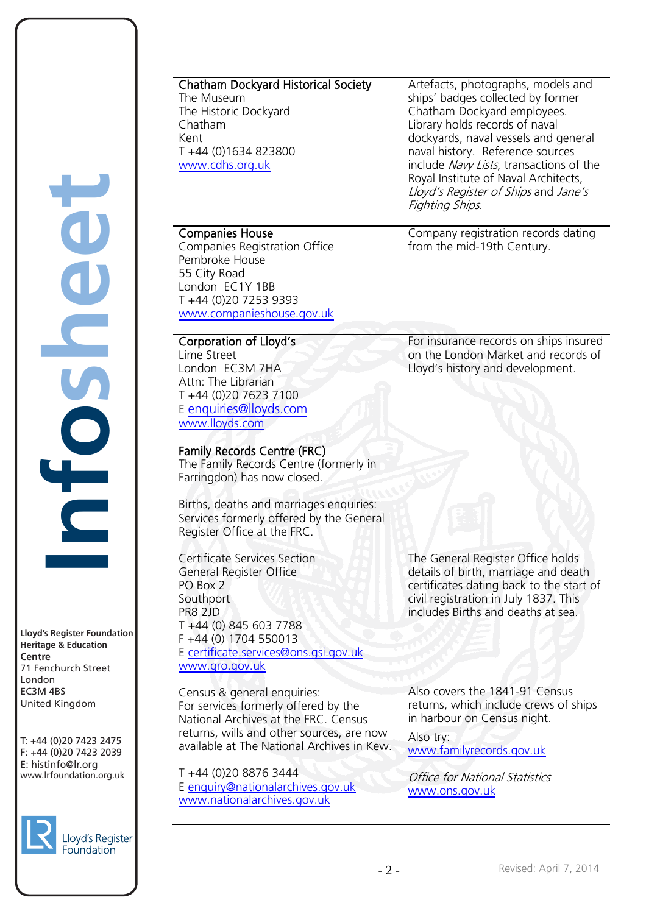**Chatham Dockyard Historical Society**
The Museum
The Historic Dockyard
Chatham
Kent
T +44 (0)1634 823800
www.cdhs.org.uk

Artefacts, photographs, models and ships' badges collected by former Chatham Dockyard employees. Library holds records of naval dockyards, naval vessels and general naval history. Reference sources include *Navy Lists*, transactions of the Royal Institute of Naval Architects, *Lloyd's Register of Ships* and *Jane's Fighting Ships*.

**Companies House**
Companies Registration Office
Pembroke House
55 City Road
London EC1Y 1BB
T +44 (0)20 7253 9393
www.companieshouse.gov.uk

Company registration records dating from the mid-19th Century.

**Corporation of Lloyd's**
Lime Street
London EC3M 7HA
Attn: The Librarian
T +44 (0)20 7623 7100
E enquiries@lloyds.com
www.lloyds.com

For insurance records on ships insured on the London Market and records of Lloyd's history and development.

**Family Records Centre (FRC)**
The Family Records Centre (formerly in Farringdon) has now closed.

Births, deaths and marriages enquiries: Services formerly offered by the General Register Office at the FRC.

Certificate Services Section
General Register Office
PO Box 2
Southport
PR8 2JD
T +44 (0) 845 603 7788
F +44 (0) 1704 550013
E certificate.services@ons.gsi.gov.uk
www.gro.gov.uk

The General Register Office holds details of birth, marriage and death certificates dating back to the start of civil registration in July 1837. This includes Births and deaths at sea.

Census & general enquiries:
For services formerly offered by the National Archives at the FRC. Census returns, wills and other sources, are now available at The National Archives in Kew.

T +44 (0)20 8876 3444
E enquiry@nationalarchives.gov.uk
www.nationalarchives.gov.uk

Also covers the 1841-91 Census returns, which include crews of ships in harbour on Census night.

Also try:
www.familyrecords.gov.uk

*Office for National Statistics*
www.ons.gov.uk

**Lloyd's Register Foundation Heritage & Education Centre**
71 Fenchurch Street
London
EC3M 4BS
United Kingdom

T: +44 (0)20 7423 2475
F: +44 (0)20 7423 2039
E: histinfo@lr.org
www.lrfoundation.org.uk

Revised: April 7, 2014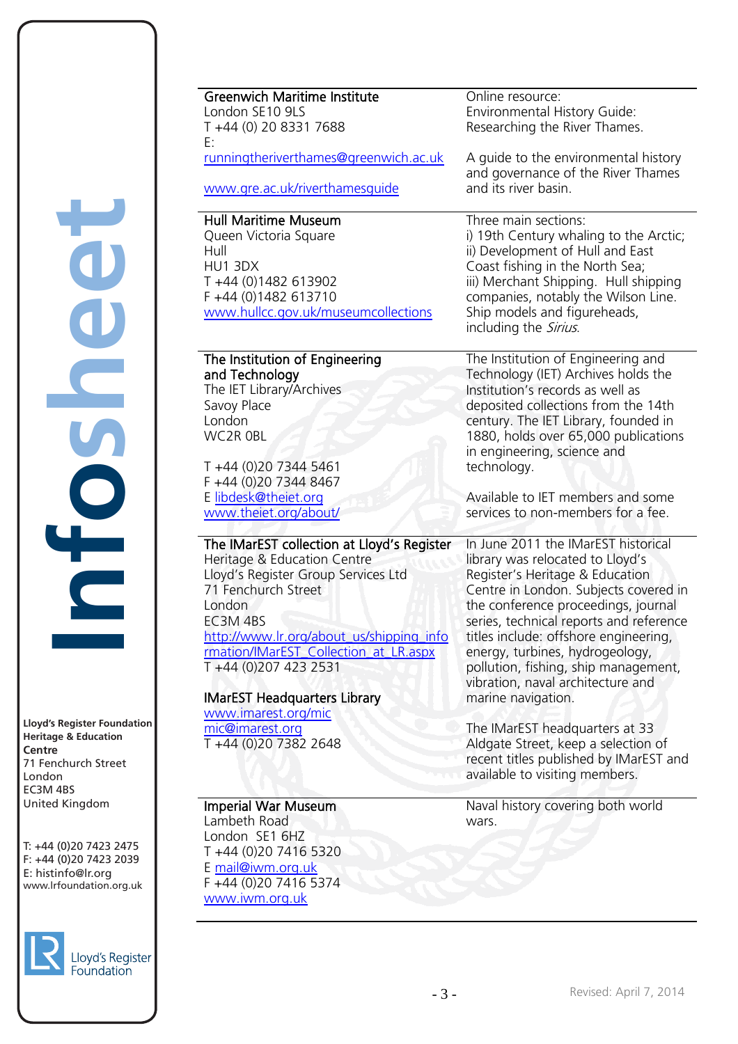| | |
|---|---|
| **Greenwich Maritime Institute**<br>London SE10 9LS<br>T +44 (0) 20 8331 7688<br>E: runningtheriverthames@greenwich.ac.uk<br><br>www.gre.ac.uk/riverthamesguide | Online resource:<br>Environmental History Guide: Researching the River Thames.<br><br>A guide to the environmental history and governance of the River Thames and its river basin. |
| **Hull Maritime Museum**<br>Queen Victoria Square<br>Hull<br>HU1 3DX<br>T +44 (0)1482 613902<br>F +44 (0)1482 613710<br>www.hullcc.gov.uk/museumcollections | Three main sections:<br>i) 19th Century whaling to the Arctic;<br>ii) Development of Hull and East Coast fishing in the North Sea;<br>iii) Merchant Shipping. Hull shipping companies, notably the Wilson Line. Ship models and figureheads, including the *Sirius*. |
| **The Institution of Engineering and Technology**<br>The IET Library/Archives<br>Savoy Place<br>London<br>WC2R 0BL<br><br>T +44 (0)20 7344 5461<br>F +44 (0)20 7344 8467<br>E libdesk@theiet.org<br>www.theiet.org/about/ | The Institution of Engineering and Technology (IET) Archives holds the Institution's records as well as deposited collections from the 14th century. The IET Library, founded in 1880, holds over 65,000 publications in engineering, science and technology.<br><br>Available to IET members and some services to non-members for a fee. |
| **The IMarEST collection at Lloyd's Register**<br>Heritage & Education Centre<br>Lloyd's Register Group Services Ltd<br>71 Fenchurch Street<br>London<br>EC3M 4BS<br>http://www.lr.org/about_us/shipping_information/IMarEST_Collection_at_LR.aspx<br>T +44 (0)207 423 2531<br><br>**IMarEST Headquarters Library**<br>www.imarest.org/mic<br>mic@imarest.org<br>T +44 (0)20 7382 2648 | In June 2011 the IMarEST historical library was relocated to Lloyd's Register's Heritage & Education Centre in London. Subjects covered in the conference proceedings, journal series, technical reports and reference titles include: offshore engineering, energy, turbines, hydrogeology, pollution, fishing, ship management, vibration, naval architecture and marine navigation.<br><br>The IMarEST headquarters at 33 Aldgate Street, keep a selection of recent titles published by IMarEST and available to visiting members. |
| **Imperial War Museum**<br>Lambeth Road<br>London SE1 6HZ<br>T +44 (0)20 7416 5320<br>E mail@iwm.org.uk<br>F +44 (0)20 7416 5374<br>www.iwm.org.uk | Naval history covering both world wars. |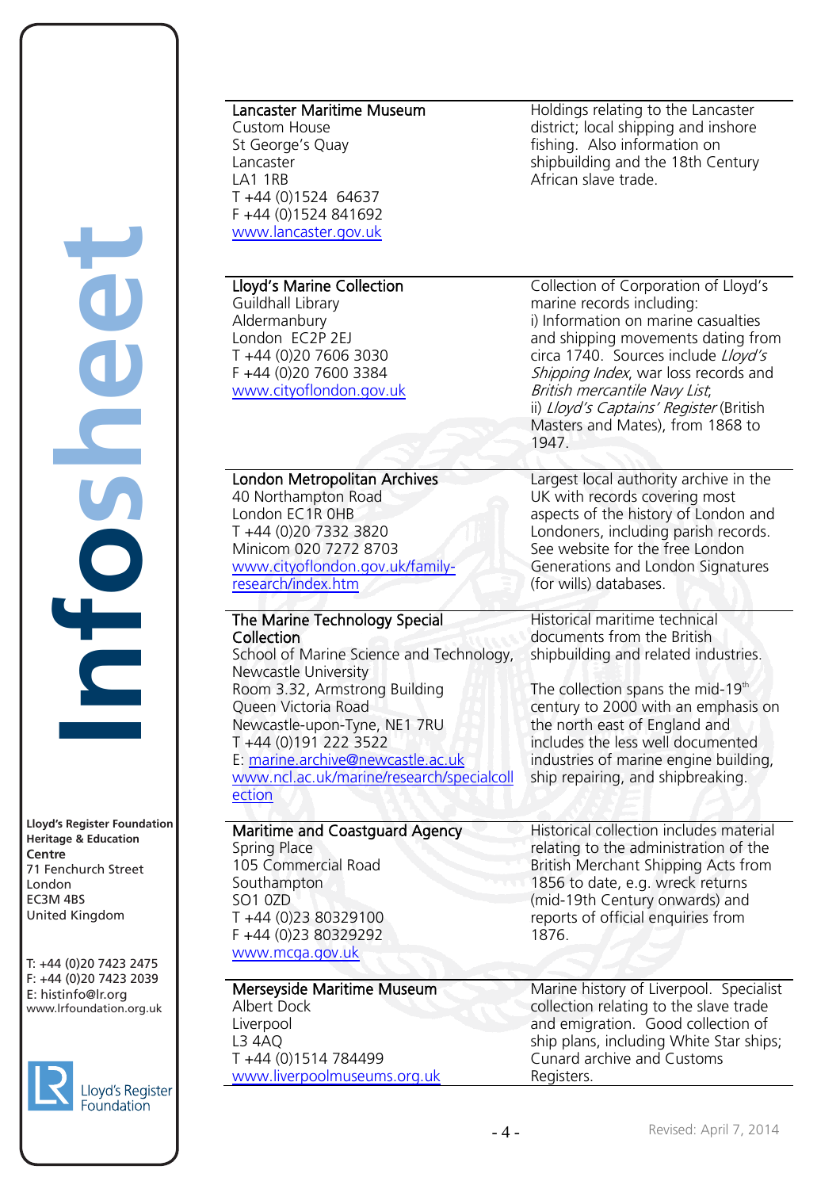| | |
|---|---|
| **Lancaster Maritime Museum**<br>Custom House<br>St George's Quay<br>Lancaster<br>LA1 1RB<br>T +44 (0)1524 64637<br>F +44 (0)1524 841692<br>www.lancaster.gov.uk | Holdings relating to the Lancaster district; local shipping and inshore fishing. Also information on shipbuilding and the 18th Century African slave trade. |
| **Lloyd's Marine Collection**<br>Guildhall Library<br>Aldermanbury<br>London EC2P 2EJ<br>T +44 (0)20 7606 3030<br>F +44 (0)20 7600 3384<br>www.cityoflondon.gov.uk | Collection of Corporation of Lloyd's marine records including:<br>i) Information on marine casualties and shipping movements dating from circa 1740. Sources include *Lloyd's Shipping Index*, war loss records and *British mercantile Navy List*;<br>ii) *Lloyd's Captains' Register* (British Masters and Mates), from 1868 to 1947. |
| **London Metropolitan Archives**<br>40 Northampton Road<br>London EC1R 0HB<br>T +44 (0)20 7332 3820<br>Minicom 020 7272 8703<br>www.cityoflondon.gov.uk/family-research/index.htm | Largest local authority archive in the UK with records covering most aspects of the history of London and Londoners, including parish records. See website for the free London Generations and London Signatures (for wills) databases. |
| **The Marine Technology Special Collection**<br>School of Marine Science and Technology, Newcastle University<br>Room 3.32, Armstrong Building<br>Queen Victoria Road<br>Newcastle-upon-Tyne, NE1 7RU<br>T +44 (0)191 222 3522<br>E: marine.archive@newcastle.ac.uk<br>www.ncl.ac.uk/marine/research/specialcollection | Historical maritime technical documents from the British shipbuilding and related industries.<br><br>The collection spans the mid-19th century to 2000 with an emphasis on the north east of England and includes the less well documented industries of marine engine building, ship repairing, and shipbreaking. |
| **Maritime and Coastguard Agency**<br>Spring Place<br>105 Commercial Road<br>Southampton<br>SO1 0ZD<br>T +44 (0)23 80329100<br>F +44 (0)23 80329292<br>www.mcga.gov.uk | Historical collection includes material relating to the administration of the British Merchant Shipping Acts from 1856 to date, e.g. wreck returns (mid-19th Century onwards) and reports of official enquiries from 1876. |
| **Merseyside Maritime Museum**<br>Albert Dock<br>Liverpool<br>L3 4AQ<br>T +44 (0)1514 784499<br>www.liverpoolmuseums.org.uk | Marine history of Liverpool. Specialist collection relating to the slave trade and emigration. Good collection of ship plans, including White Star ships; Cunard archive and Customs Registers. |

**Lloyd's Register Foundation Heritage & Education Centre**
71 Fenchurch Street
London
EC3M 4BS
United Kingdom

T: +44 (0)20 7423 2475
F: +44 (0)20 7423 2039
E: histinfo@lr.org
www.lrfoundation.org.uk

Revised: April 7, 2014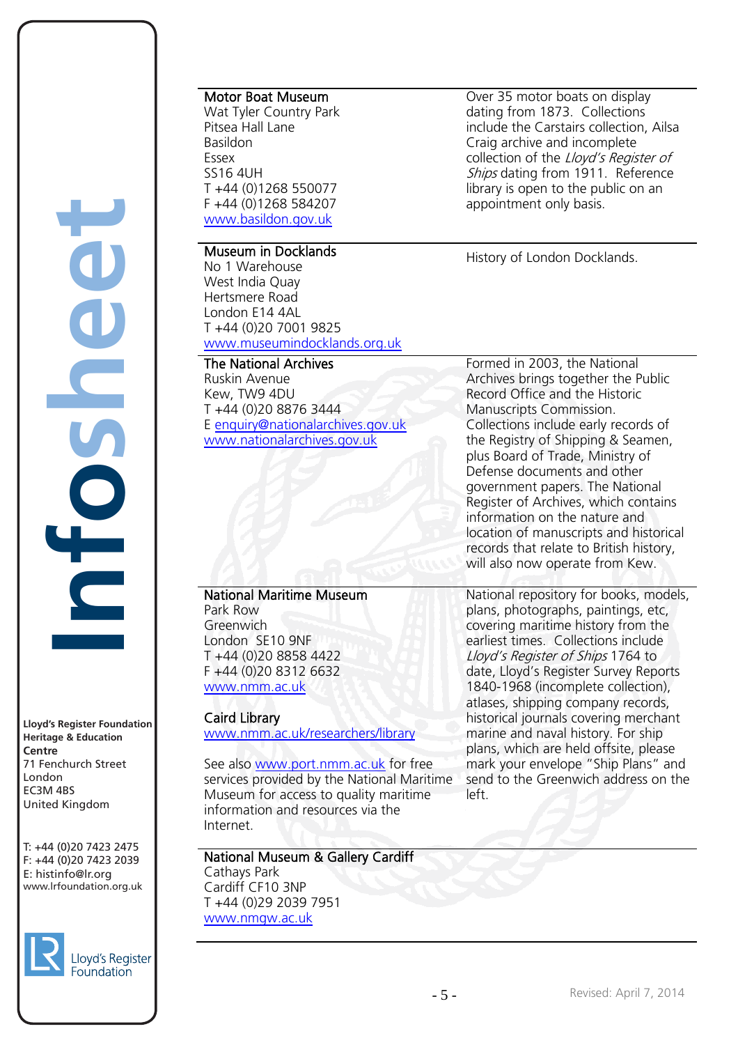| | |
|---|---|
| **Motor Boat Museum**<br>Wat Tyler Country Park<br>Pitsea Hall Lane<br>Basildon<br>Essex<br>SS16 4UH<br>T +44 (0)1268 550077<br>F +44 (0)1268 584207<br>www.basildon.gov.uk | Over 35 motor boats on display dating from 1873. Collections include the Carstairs collection, Ailsa Craig archive and incomplete collection of the *Lloyd's Register of Ships* dating from 1911. Reference library is open to the public on an appointment only basis. |
| **Museum in Docklands**<br>No 1 Warehouse<br>West India Quay<br>Hertsmere Road<br>London E14 4AL<br>T +44 (0)20 7001 9825<br>www.museumindocklands.org.uk | History of London Docklands. |
| **The National Archives**<br>Ruskin Avenue<br>Kew, TW9 4DU<br>T +44 (0)20 8876 3444<br>E enquiry@nationalarchives.gov.uk<br>www.nationalarchives.gov.uk | Formed in 2003, the National Archives brings together the Public Record Office and the Historic Manuscripts Commission. Collections include early records of the Registry of Shipping & Seamen, plus Board of Trade, Ministry of Defense documents and other government papers. The National Register of Archives, which contains information on the nature and location of manuscripts and historical records that relate to British history, will also now operate from Kew. |
| **National Maritime Museum**<br>Park Row<br>Greenwich<br>London SE10 9NF<br>T +44 (0)20 8858 4422<br>F +44 (0)20 8312 6632<br>www.nmm.ac.uk<br><br>**Caird Library**<br>www.nmm.ac.uk/researchers/library<br><br>See also www.port.nmm.ac.uk for free services provided by the National Maritime Museum for access to quality maritime information and resources via the Internet. | National repository for books, models, plans, photographs, paintings, etc, covering maritime history from the earliest times. Collections include *Lloyd's Register of Ships* 1764 to date, Lloyd's Register Survey Reports 1840-1968 (incomplete collection), atlases, shipping company records, historical journals covering merchant marine and naval history. For ship plans, which are held offsite, please mark your envelope "Ship Plans" and send to the Greenwich address on the left. |
| **National Museum & Gallery Cardiff**<br>Cathays Park<br>Cardiff CF10 3NP<br>T +44 (0)29 2039 7951<br>www.nmgw.ac.uk | |

**Lloyd's Register Foundation Heritage & Education Centre**
71 Fenchurch Street
London
EC3M 4BS
United Kingdom

T: +44 (0)20 7423 2475
F: +44 (0)20 7423 2039
E: histinfo@lr.org
www.lrfoundation.org.uk

Revised: April 7, 2014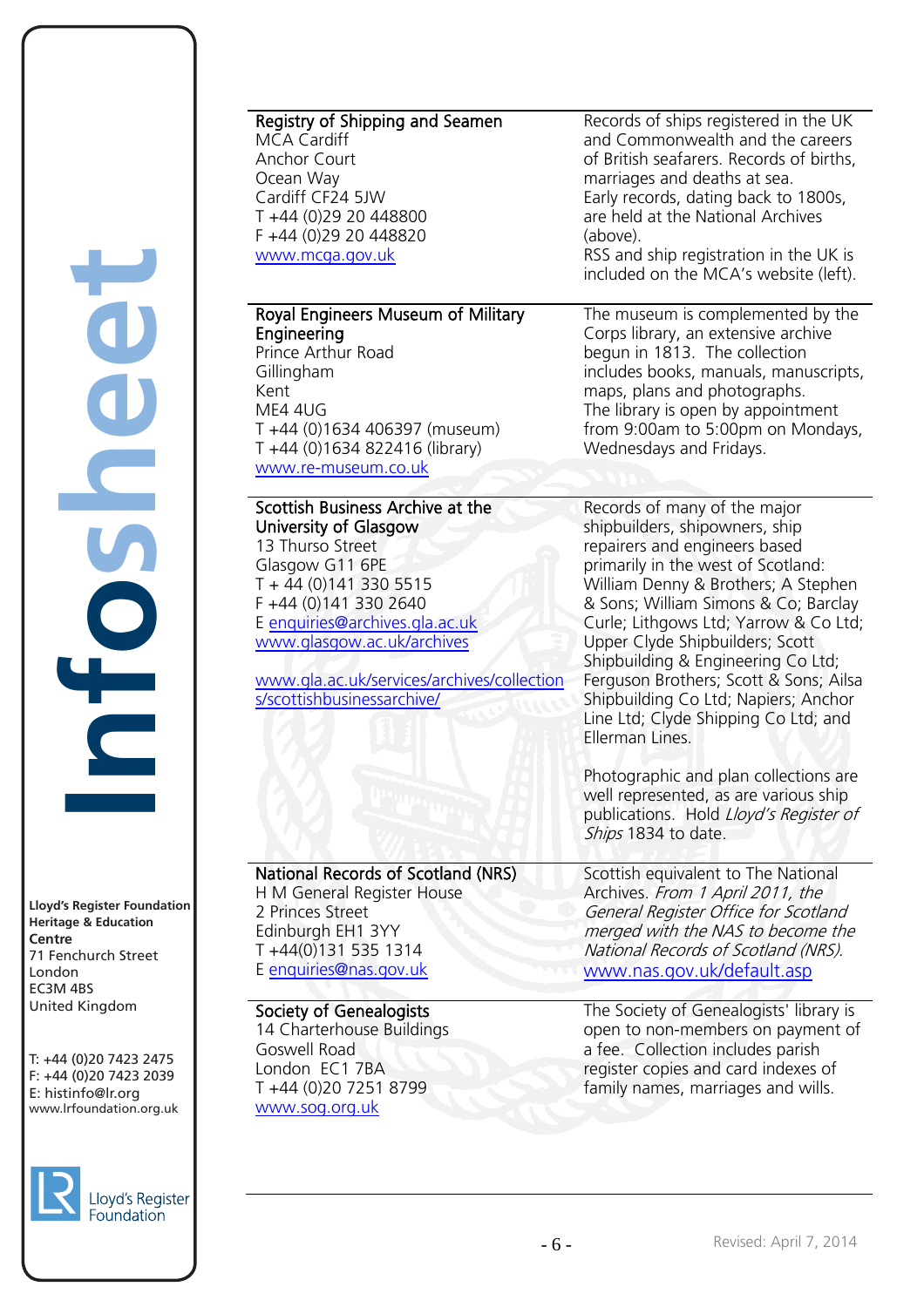| | |
|---|---|
| **Registry of Shipping and Seamen**<br>MCA Cardiff<br>Anchor Court<br>Ocean Way<br>Cardiff CF24 5JW<br>T +44 (0)29 20 448800<br>F +44 (0)29 20 448820<br>[www.mcga.gov.uk](http://www.mcga.gov.uk) | Records of ships registered in the UK and Commonwealth and the careers of British seafarers. Records of births, marriages and deaths at sea.<br>Early records, dating back to 1800s, are held at the National Archives (above).<br>RSS and ship registration in the UK is included on the MCA's website (left). |
| **Royal Engineers Museum of Military Engineering**<br>Prince Arthur Road<br>Gillingham<br>Kent<br>ME4 4UG<br>T +44 (0)1634 406397 (museum)<br>T +44 (0)1634 822416 (library)<br>[www.re-museum.co.uk](http://www.re-museum.co.uk) | The museum is complemented by the Corps library, an extensive archive begun in 1813. The collection includes books, manuals, manuscripts, maps, plans and photographs.<br>The library is open by appointment from 9:00am to 5:00pm on Mondays, Wednesdays and Fridays. |
| **Scottish Business Archive at the University of Glasgow**<br>13 Thurso Street<br>Glasgow G11 6PE<br>T + 44 (0)141 330 5515<br>F +44 (0)141 330 2640<br>E [enquiries@archives.gla.ac.uk](mailto:enquiries@archives.gla.ac.uk)<br>[www.glasgow.ac.uk/archives](http://www.glasgow.ac.uk/archives)<br><br>[www.gla.ac.uk/services/archives/collections/scottishbusinessarchive/](http://www.gla.ac.uk/services/archives/collections/scottishbusinessarchive/) | Records of many of the major shipbuilders, shipowners, ship repairers and engineers based primarily in the west of Scotland: William Denny & Brothers; A Stephen & Sons; William Simons & Co; Barclay Curle; Lithgows Ltd; Yarrow & Co Ltd; Upper Clyde Shipbuilders; Scott Shipbuilding & Engineering Co Ltd; Ferguson Brothers; Scott & Sons; Ailsa Shipbuilding Co Ltd; Napiers; Anchor Line Ltd; Clyde Shipping Co Ltd; and Ellerman Lines.<br><br>Photographic and plan collections are well represented, as are various ship publications. Hold *Lloyd's Register of Ships* 1834 to date. |
| **National Records of Scotland (NRS)**<br>H M General Register House<br>2 Princes Street<br>Edinburgh EH1 3YY<br>T +44(0)131 535 1314<br>E [enquiries@nas.gov.uk](mailto:enquiries@nas.gov.uk) | Scottish equivalent to The National Archives. *From 1 April 2011, the General Register Office for Scotland merged with the NAS to become the National Records of Scotland (NRS).*<br>[www.nas.gov.uk/default.asp](http://www.nas.gov.uk/default.asp) |
| **Society of Genealogists**<br>14 Charterhouse Buildings<br>Goswell Road<br>London EC1 7BA<br>T +44 (0)20 7251 8799<br>[www.sog.org.uk](http://www.sog.org.uk) | The Society of Genealogists' library is open to non-members on payment of a fee. Collection includes parish register copies and card indexes of family names, marriages and wills. |

Revised: April 7, 2014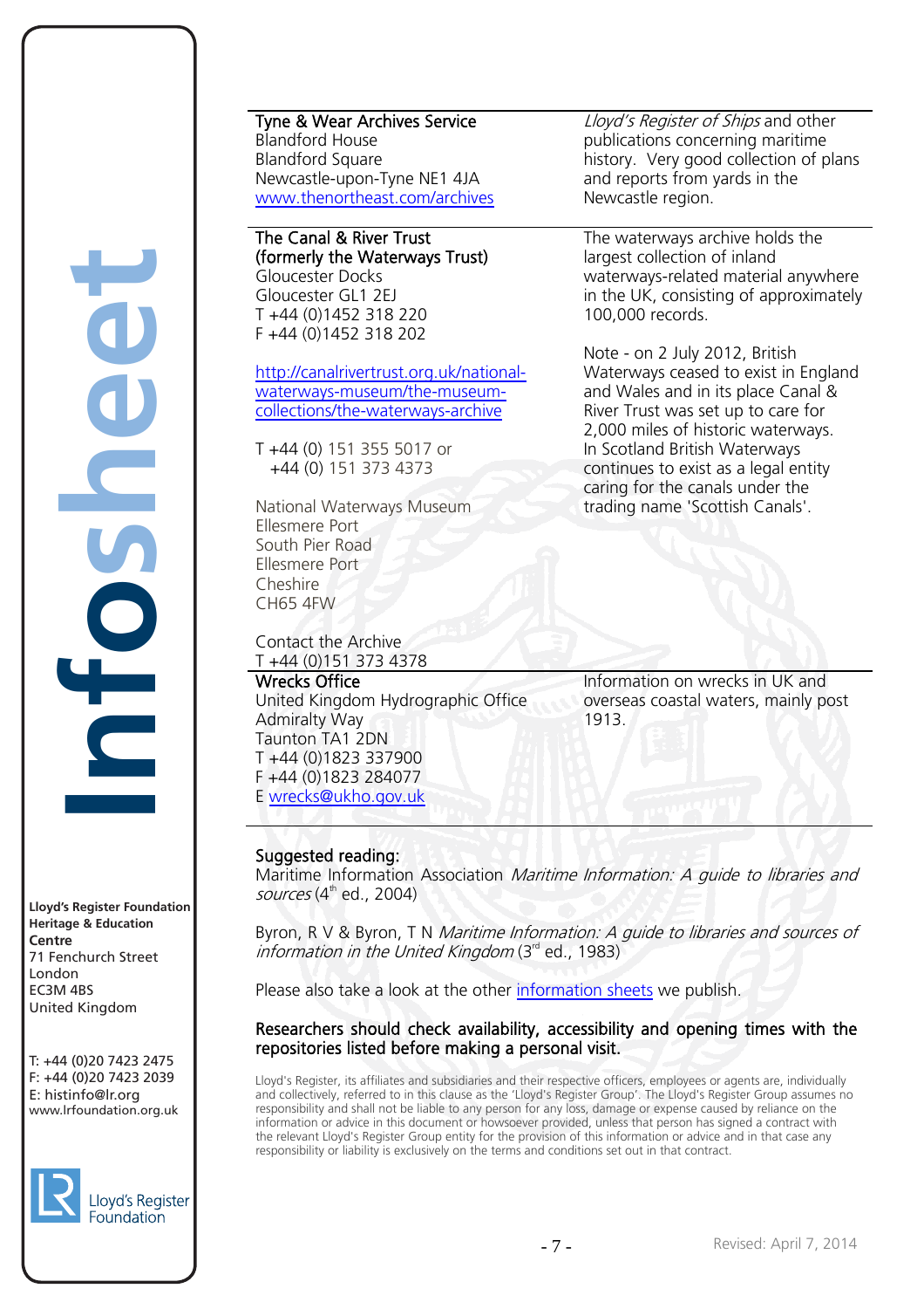| | |
|---|---|
| **Tyne & Wear Archives Service**<br>Blandford House<br>Blandford Square<br>Newcastle-upon-Tyne NE1 4JA<br>www.thenortheast.com/archives | *Lloyd's Register of Ships* and other publications concerning maritime history. Very good collection of plans and reports from yards in the Newcastle region. |
| **The Canal & River Trust (formerly the Waterways Trust)**<br>Gloucester Docks<br>Gloucester GL1 2EJ<br>T +44 (0)1452 318 220<br>F +44 (0)1452 318 202<br><br>http://canalrivertrust.org.uk/national-waterways-museum/the-museum-collections/the-waterways-archive<br><br>T +44 (0) 151 355 5017 or<br>+44 (0) 151 373 4373<br><br>National Waterways Museum<br>Ellesmere Port<br>South Pier Road<br>Ellesmere Port<br>Cheshire<br>CH65 4FW<br><br>Contact the Archive<br>T +44 (0)151 373 4378 | The waterways archive holds the largest collection of inland waterways-related material anywhere in the UK, consisting of approximately 100,000 records.<br><br>Note - on 2 July 2012, British Waterways ceased to exist in England and Wales and in its place Canal & River Trust was set up to care for 2,000 miles of historic waterways. In Scotland British Waterways continues to exist as a legal entity caring for the canals under the trading name 'Scottish Canals'. |
| **Wrecks Office**<br>United Kingdom Hydrographic Office<br>Admiralty Way<br>Taunton TA1 2DN<br>T +44 (0)1823 337900<br>F +44 (0)1823 284077<br>E wrecks@ukho.gov.uk | Information on wrecks in UK and overseas coastal waters, mainly post 1913. |

**Suggested reading:**

Maritime Information Association *Maritime Information: A guide to libraries and sources* (4th ed., 2004)

Byron, R V & Byron, T N *Maritime Information: A guide to libraries and sources of information in the United Kingdom* (3rd ed., 1983)

Please also take a look at the other information sheets we publish.

**Researchers should check availability, accessibility and opening times with the repositories listed before making a personal visit.**

Lloyd's Register, its affiliates and subsidiaries and their respective officers, employees or agents are, individually and collectively, referred to in this clause as the 'Lloyd's Register Group'. The Lloyd's Register Group assumes no responsibility and shall not be liable to any person for any loss, damage or expense caused by reliance on the information or advice in this document or howsoever provided, unless that person has signed a contract with the relevant Lloyd's Register Group entity for the provision of this information or advice and in that case any responsibility or liability is exclusively on the terms and conditions set out in that contract.

Infosheet

**Lloyd's Register Foundation Heritage & Education Centre**
71 Fenchurch Street
London
EC3M 4BS
United Kingdom

T: +44 (0)20 7423 2475
F: +44 (0)20 7423 2039
E: histinfo@lr.org
www.lrfoundation.org.uk

Lloyd's Register Foundation

Revised: April 7, 2014